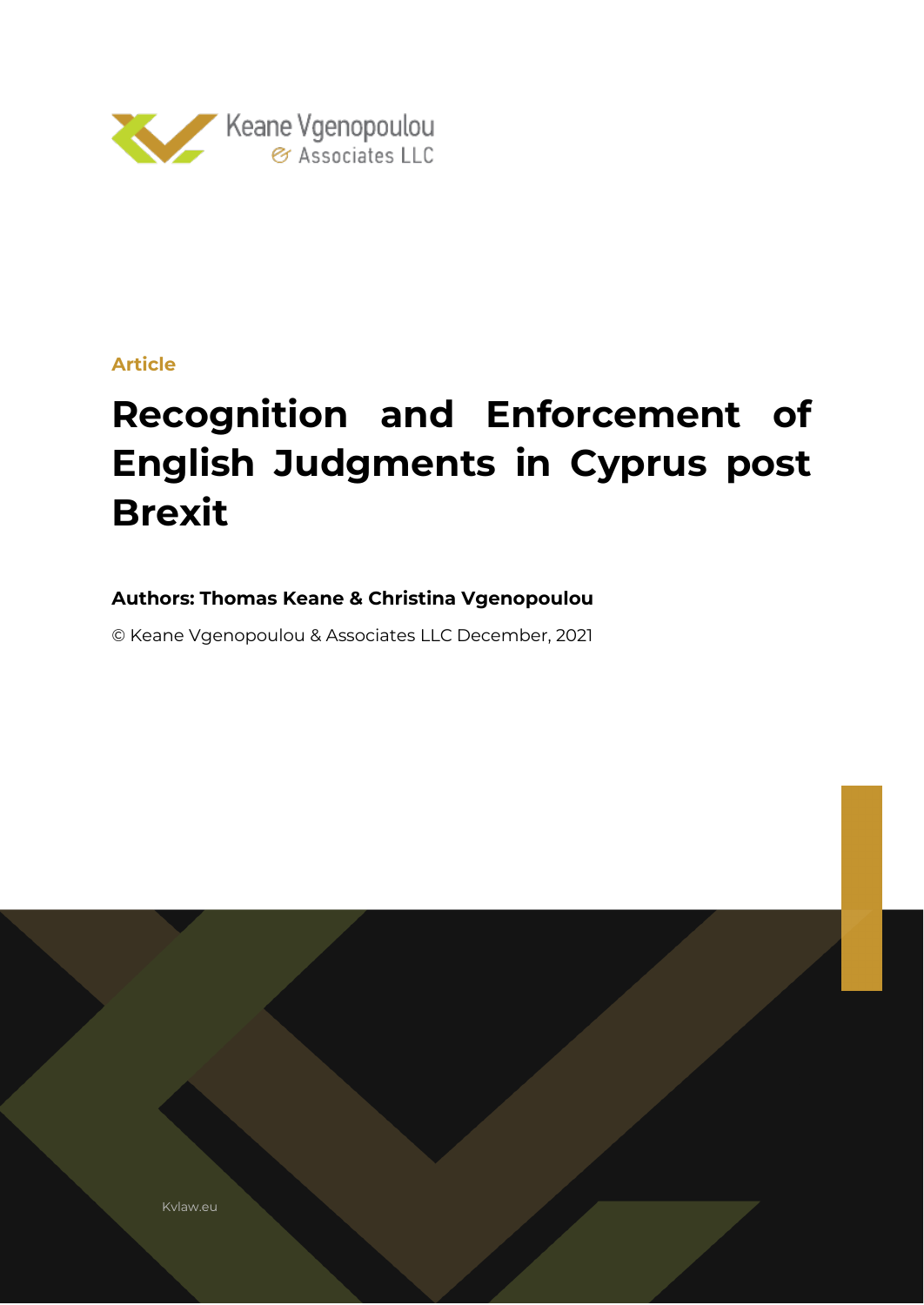Keane Vgenopoulou & Associates LLC

Article

# Recognition and Enforcement of English Judgments in Cyprus post Brexit

**Authors: Thomas Keane & Christina Vgenopoulou**

© Keane Vgenopoulou & Associates LLC December, 2021

Kvlaw.eu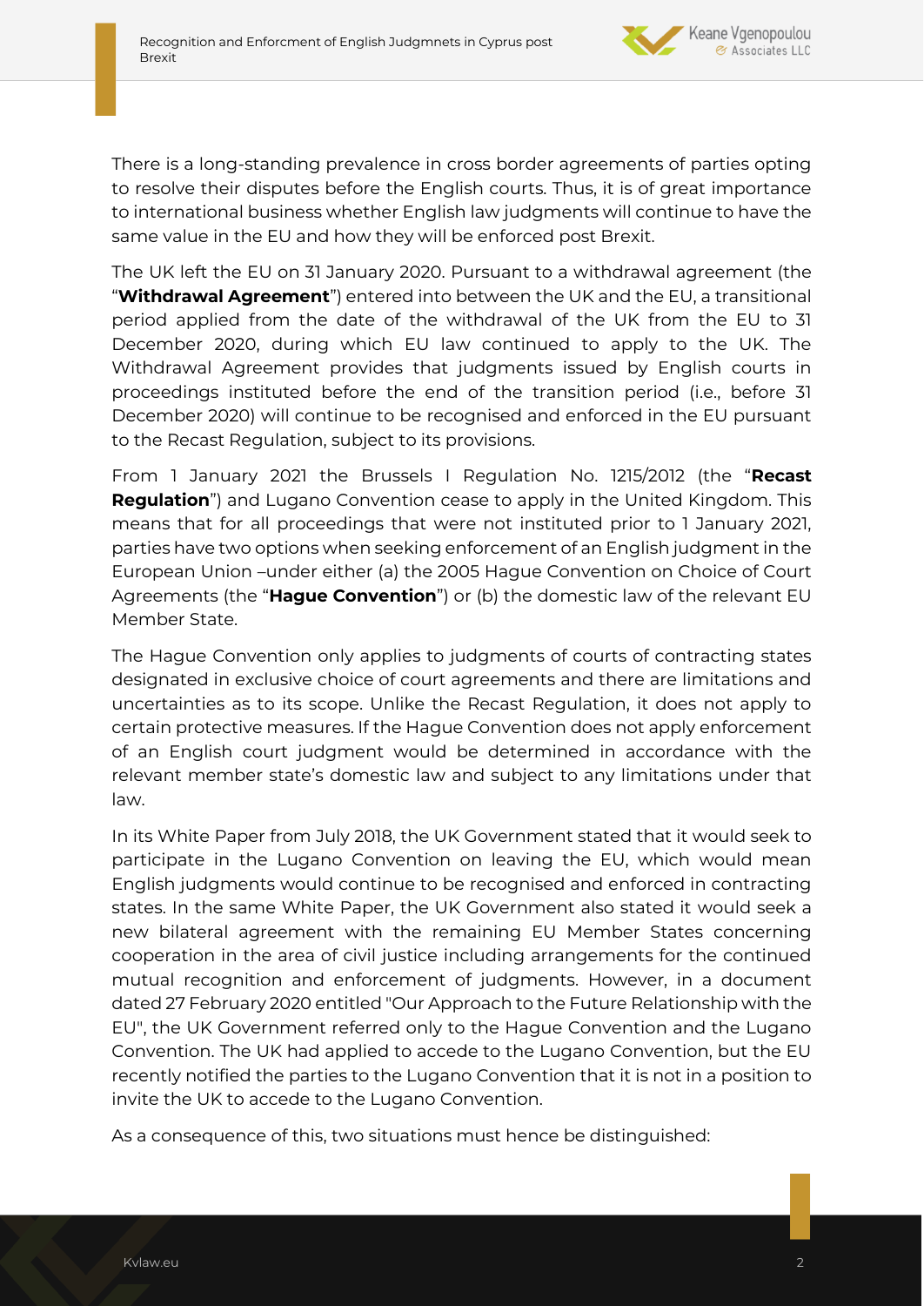There is a long-standing prevalence in cross border agreements of parties opting to resolve their disputes before the English courts. Thus, it is of great importance to international business whether English law judgments will continue to have the same value in the EU and how they will be enforced post Brexit.

The UK left the EU on 31 January 2020. Pursuant to a withdrawal agreement (the "**Withdrawal Agreement**") entered into between the UK and the EU, a transitional period applied from the date of the withdrawal of the UK from the EU to 31 December 2020, during which EU law continued to apply to the UK. The Withdrawal Agreement provides that judgments issued by English courts in proceedings instituted before the end of the transition period (i.e., before 31 December 2020) will continue to be recognised and enforced in the EU pursuant to the Recast Regulation, subject to its provisions.

From 1 January 2021 the Brussels I Regulation No. 1215/2012 (the "**Recast Regulation**") and Lugano Convention cease to apply in the United Kingdom. This means that for all proceedings that were not instituted prior to 1 January 2021, parties have two options when seeking enforcement of an English judgment in the European Union –under either (a) the 2005 Hague Convention on Choice of Court Agreements (the "**Hague Convention**") or (b) the domestic law of the relevant EU Member State.

The Hague Convention only applies to judgments of courts of contracting states designated in exclusive choice of court agreements and there are limitations and uncertainties as to its scope. Unlike the Recast Regulation, it does not apply to certain protective measures. If the Hague Convention does not apply enforcement of an English court judgment would be determined in accordance with the relevant member state's domestic law and subject to any limitations under that law.

In its White Paper from July 2018, the UK Government stated that it would seek to participate in the Lugano Convention on leaving the EU, which would mean English judgments would continue to be recognised and enforced in contracting states. In the same White Paper, the UK Government also stated it would seek a new bilateral agreement with the remaining EU Member States concerning cooperation in the area of civil justice including arrangements for the continued mutual recognition and enforcement of judgments. However, in a document dated 27 February 2020 entitled "Our Approach to the Future Relationship with the EU", the UK Government referred only to the Hague Convention and the Lugano Convention. The UK had applied to accede to the Lugano Convention, but the EU recently notified the parties to the Lugano Convention that it is not in a position to invite the UK to accede to the Lugano Convention.

As a consequence of this, two situations must hence be distinguished: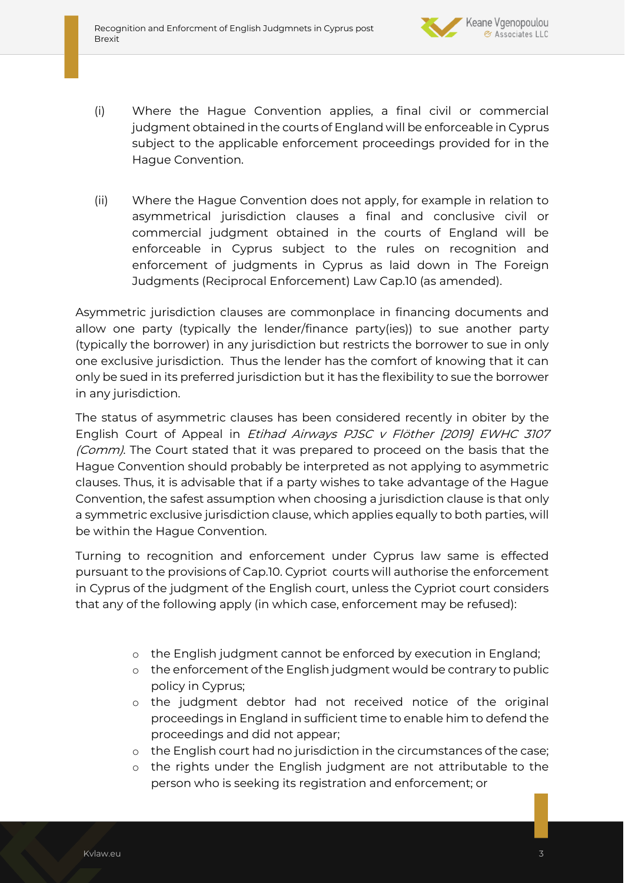(i) Where the Hague Convention applies, a final civil or commercial judgment obtained in the courts of England will be enforceable in Cyprus subject to the applicable enforcement proceedings provided for in the Hague Convention.

(ii) Where the Hague Convention does not apply, for example in relation to asymmetrical jurisdiction clauses a final and conclusive civil or commercial judgment obtained in the courts of England will be enforceable in Cyprus subject to the rules on recognition and enforcement of judgments in Cyprus as laid down in The Foreign Judgments (Reciprocal Enforcement) Law Cap.10 (as amended).

Asymmetric jurisdiction clauses are commonplace in financing documents and allow one party (typically the lender/finance party(ies)) to sue another party (typically the borrower) in any jurisdiction but restricts the borrower to sue in only one exclusive jurisdiction. Thus the lender has the comfort of knowing that it can only be sued in its preferred jurisdiction but it has the flexibility to sue the borrower in any jurisdiction.

The status of asymmetric clauses has been considered recently in obiter by the English Court of Appeal in *Etihad Airways PJSC v Flöther [2019] EWHC 3107 (Comm)*. The Court stated that it was prepared to proceed on the basis that the Hague Convention should probably be interpreted as not applying to asymmetric clauses. Thus, it is advisable that if a party wishes to take advantage of the Hague Convention, the safest assumption when choosing a jurisdiction clause is that only a symmetric exclusive jurisdiction clause, which applies equally to both parties, will be within the Hague Convention.

Turning to recognition and enforcement under Cyprus law same is effected pursuant to the provisions of Cap.10. Cypriot courts will authorise the enforcement in Cyprus of the judgment of the English court, unless the Cypriot court considers that any of the following apply (in which case, enforcement may be refused):

- the English judgment cannot be enforced by execution in England;
- the enforcement of the English judgment would be contrary to public policy in Cyprus;
- the judgment debtor had not received notice of the original proceedings in England in sufficient time to enable him to defend the proceedings and did not appear;
- the English court had no jurisdiction in the circumstances of the case;
- the rights under the English judgment are not attributable to the person who is seeking its registration and enforcement; or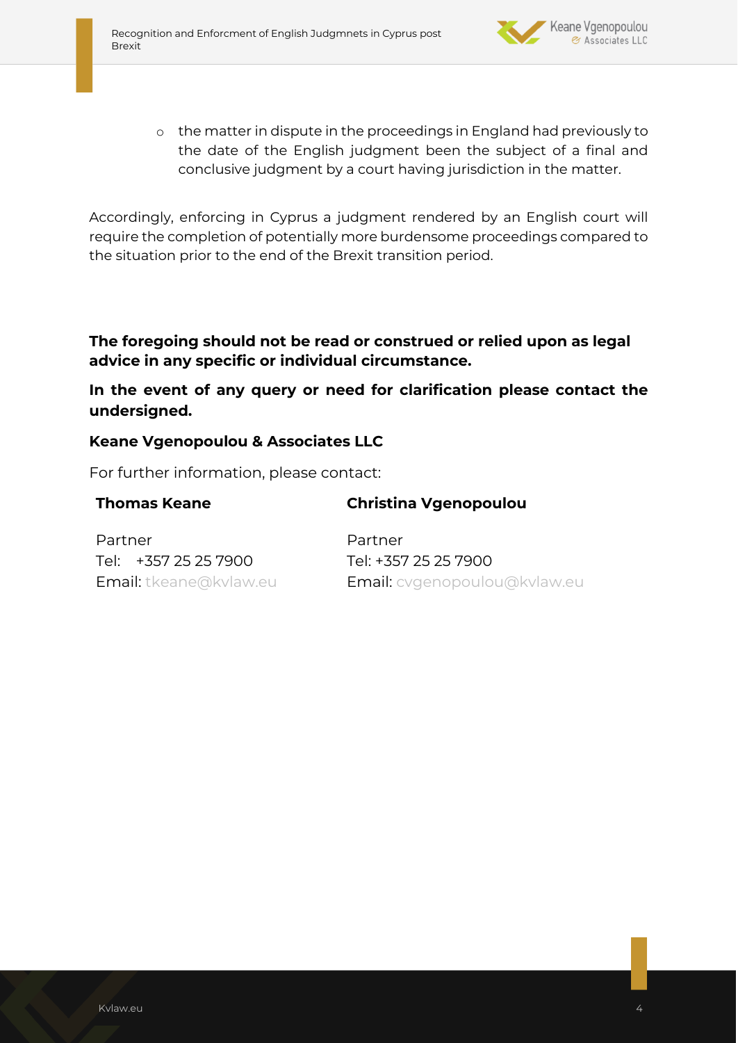- the matter in dispute in the proceedings in England had previously to the date of the English judgment been the subject of a final and conclusive judgment by a court having jurisdiction in the matter.

Accordingly, enforcing in Cyprus a judgment rendered by an English court will require the completion of potentially more burdensome proceedings compared to the situation prior to the end of the Brexit transition period.

**The foregoing should not be read or construed or relied upon as legal advice in any specific or individual circumstance.**

**In the event of any query or need for clarification please contact the undersigned.**

**Keane Vgenopoulou & Associates LLC**

For further information, please contact:

**Thomas Keane**

Partner
Tel: +357 25 25 7900
Email: tkeane@kvlaw.eu

**Christina Vgenopoulou**

Partner
Tel: +357 25 25 7900
Email: cvgenopoulou@kvlaw.eu